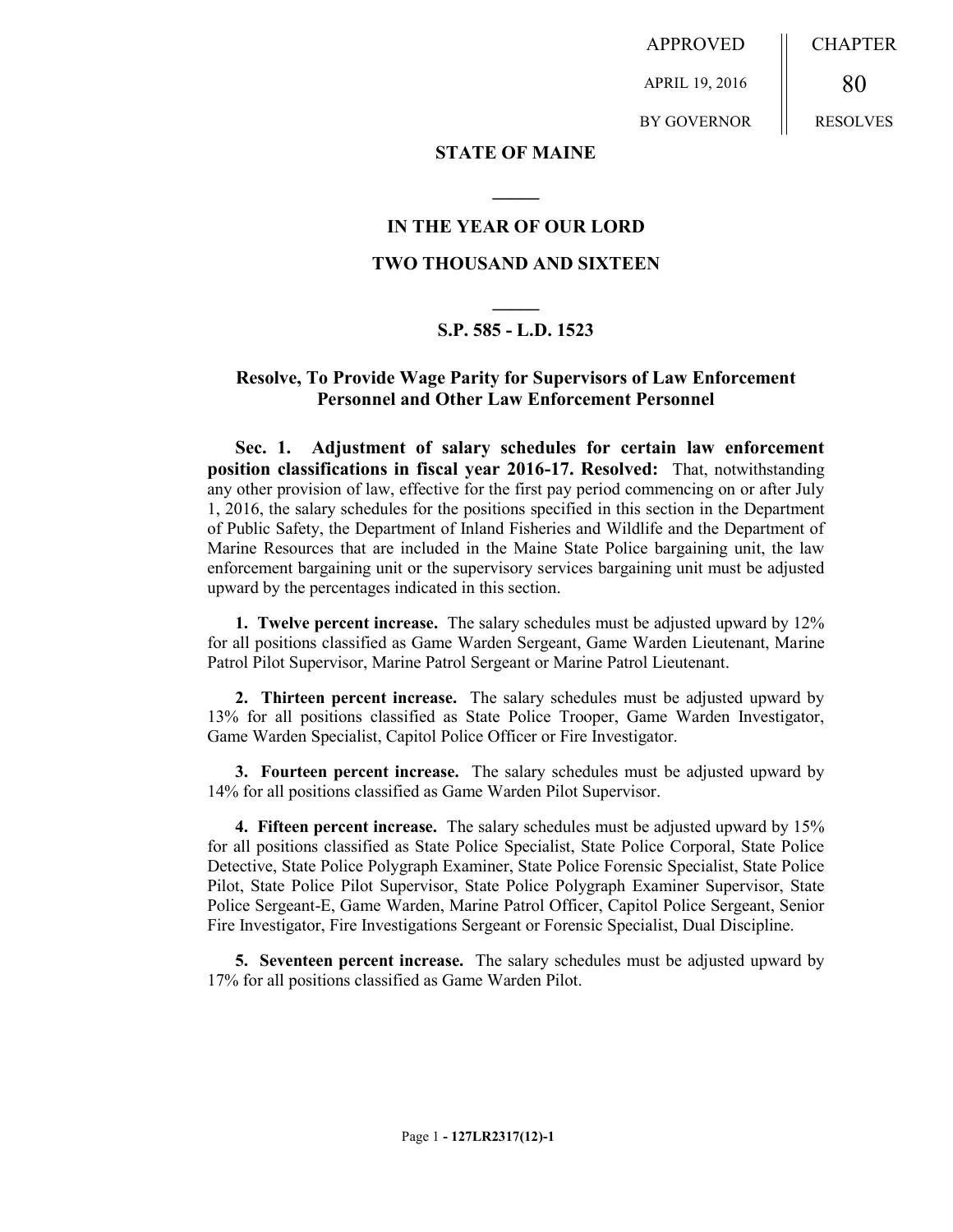APPROVED

APRIL 19, 2016

BY GOVERNOR

CHAPTER

80

RESOLVES

**STATE OF MAINE**

**IN THE YEAR OF OUR LORD**

**TWO THOUSAND AND SIXTEEN**

**S.P. 585 - L.D. 1523**

## Resolve, To Provide Wage Parity for Supervisors of Law Enforcement Personnel and Other Law Enforcement Personnel

**Sec. 1. Adjustment of salary schedules for certain law enforcement position classifications in fiscal year 2016-17. Resolved:** That, notwithstanding any other provision of law, effective for the first pay period commencing on or after July 1, 2016, the salary schedules for the positions specified in this section in the Department of Public Safety, the Department of Inland Fisheries and Wildlife and the Department of Marine Resources that are included in the Maine State Police bargaining unit, the law enforcement bargaining unit or the supervisory services bargaining unit must be adjusted upward by the percentages indicated in this section.

**1. Twelve percent increase.** The salary schedules must be adjusted upward by 12% for all positions classified as Game Warden Sergeant, Game Warden Lieutenant, Marine Patrol Pilot Supervisor, Marine Patrol Sergeant or Marine Patrol Lieutenant.

**2. Thirteen percent increase.** The salary schedules must be adjusted upward by 13% for all positions classified as State Police Trooper, Game Warden Investigator, Game Warden Specialist, Capitol Police Officer or Fire Investigator.

**3. Fourteen percent increase.** The salary schedules must be adjusted upward by 14% for all positions classified as Game Warden Pilot Supervisor.

**4. Fifteen percent increase.** The salary schedules must be adjusted upward by 15% for all positions classified as State Police Specialist, State Police Corporal, State Police Detective, State Police Polygraph Examiner, State Police Forensic Specialist, State Police Pilot, State Police Pilot Supervisor, State Police Polygraph Examiner Supervisor, State Police Sergeant-E, Game Warden, Marine Patrol Officer, Capitol Police Sergeant, Senior Fire Investigator, Fire Investigations Sergeant or Forensic Specialist, Dual Discipline.

**5. Seventeen percent increase.** The salary schedules must be adjusted upward by 17% for all positions classified as Game Warden Pilot.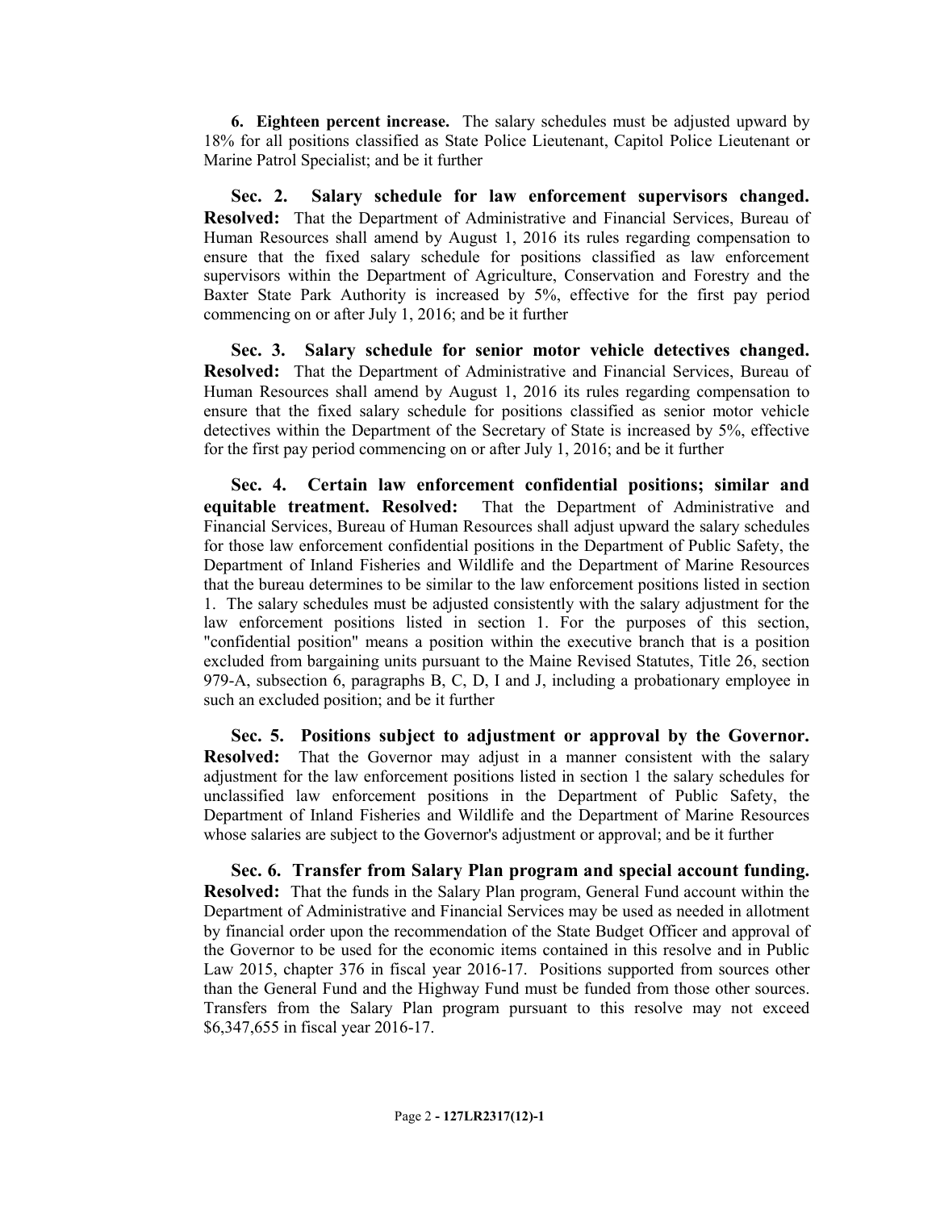**6. Eighteen percent increase.** The salary schedules must be adjusted upward by 18% for all positions classified as State Police Lieutenant, Capitol Police Lieutenant or Marine Patrol Specialist; and be it further

**Sec. 2. Salary schedule for law enforcement supervisors changed. Resolved:** That the Department of Administrative and Financial Services, Bureau of Human Resources shall amend by August 1, 2016 its rules regarding compensation to ensure that the fixed salary schedule for positions classified as law enforcement supervisors within the Department of Agriculture, Conservation and Forestry and the Baxter State Park Authority is increased by 5%, effective for the first pay period commencing on or after July 1, 2016; and be it further

**Sec. 3. Salary schedule for senior motor vehicle detectives changed. Resolved:** That the Department of Administrative and Financial Services, Bureau of Human Resources shall amend by August 1, 2016 its rules regarding compensation to ensure that the fixed salary schedule for positions classified as senior motor vehicle detectives within the Department of the Secretary of State is increased by 5%, effective for the first pay period commencing on or after July 1, 2016; and be it further

**Sec. 4. Certain law enforcement confidential positions; similar and equitable treatment. Resolved:** That the Department of Administrative and Financial Services, Bureau of Human Resources shall adjust upward the salary schedules for those law enforcement confidential positions in the Department of Public Safety, the Department of Inland Fisheries and Wildlife and the Department of Marine Resources that the bureau determines to be similar to the law enforcement positions listed in section 1. The salary schedules must be adjusted consistently with the salary adjustment for the law enforcement positions listed in section 1. For the purposes of this section, "confidential position" means a position within the executive branch that is a position excluded from bargaining units pursuant to the Maine Revised Statutes, Title 26, section 979-A, subsection 6, paragraphs B, C, D, I and J, including a probationary employee in such an excluded position; and be it further

**Sec. 5. Positions subject to adjustment or approval by the Governor. Resolved:** That the Governor may adjust in a manner consistent with the salary adjustment for the law enforcement positions listed in section 1 the salary schedules for unclassified law enforcement positions in the Department of Public Safety, the Department of Inland Fisheries and Wildlife and the Department of Marine Resources whose salaries are subject to the Governor's adjustment or approval; and be it further

**Sec. 6. Transfer from Salary Plan program and special account funding. Resolved:** That the funds in the Salary Plan program, General Fund account within the Department of Administrative and Financial Services may be used as needed in allotment by financial order upon the recommendation of the State Budget Officer and approval of the Governor to be used for the economic items contained in this resolve and in Public Law 2015, chapter 376 in fiscal year 2016-17. Positions supported from sources other than the General Fund and the Highway Fund must be funded from those other sources. Transfers from the Salary Plan program pursuant to this resolve may not exceed $6,347,655 in fiscal year 2016-17.